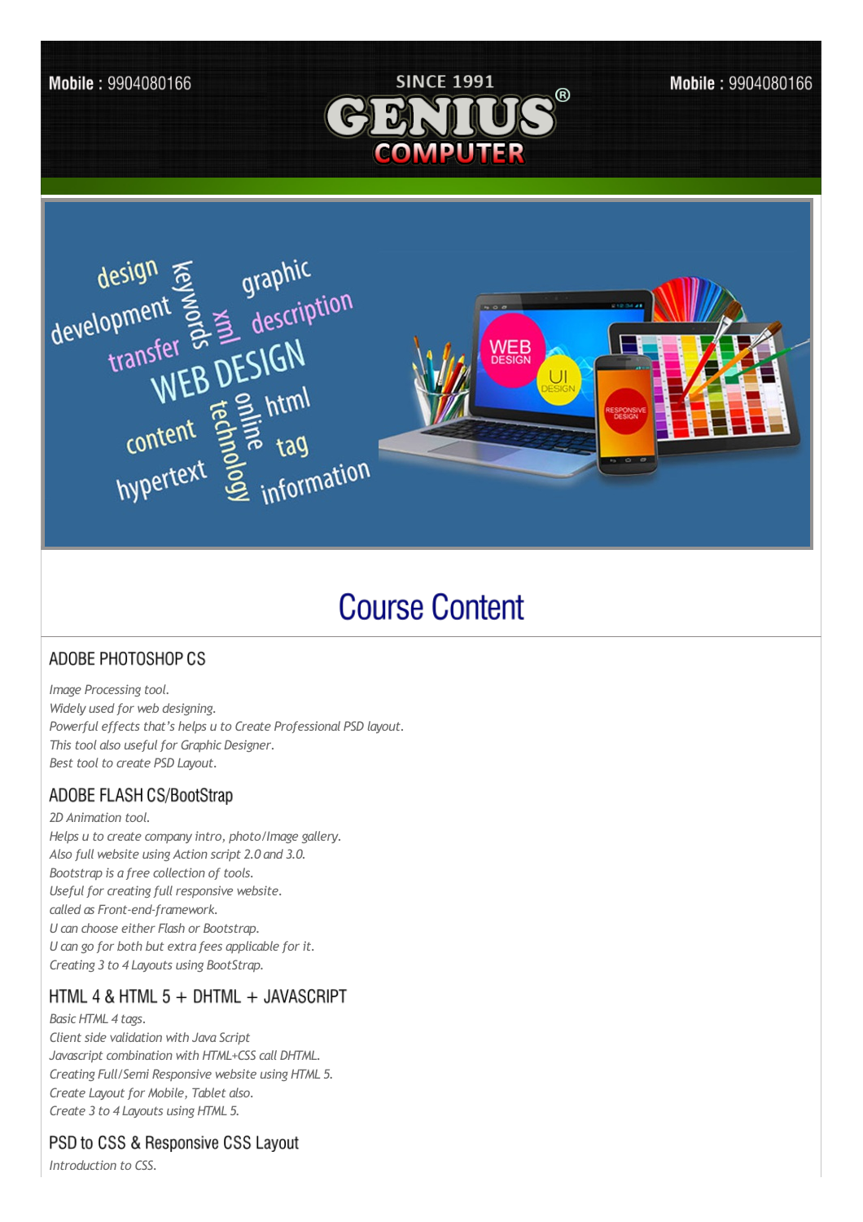Mobile : 9904080166

SINCE 1991

# GENIUS® COMPUTER

Mobile : 9904080166

## Course Content

### ADOBE PHOTOSHOP CS

*Image Processing tool.*
*Widely used for web designing.*
*Powerful effects that's helps u to Create Professional PSD layout.*
*This tool also useful for Graphic Designer.*
*Best tool to create PSD Layout.*

### ADOBE FLASH CS/BootStrap

*2D Animation tool.*
*Helps u to create company intro, photo/Image gallery.*
*Also full website using Action script 2.0 and 3.0.*
*Bootstrap is a free collection of tools.*
*Useful for creating full responsive website.*
*called as Front-end-framework.*
*U can choose either Flash or Bootstrap.*
*U can go for both but extra fees applicable for it.*
*Creating 3 to 4 Layouts using BootStrap.*

### HTML 4 & HTML 5 + DHTML + JAVASCRIPT

*Basic HTML 4 tags.*
*Client side validation with Java Script*
*Javascript combination with HTML+CSS call DHTML.*
*Creating Full/Semi Responsive website using HTML 5.*
*Create Layout for Mobile, Tablet also.*
*Create 3 to 4 Layouts using HTML 5.*

### PSD to CSS & Responsive CSS Layout

*Introduction to CSS.*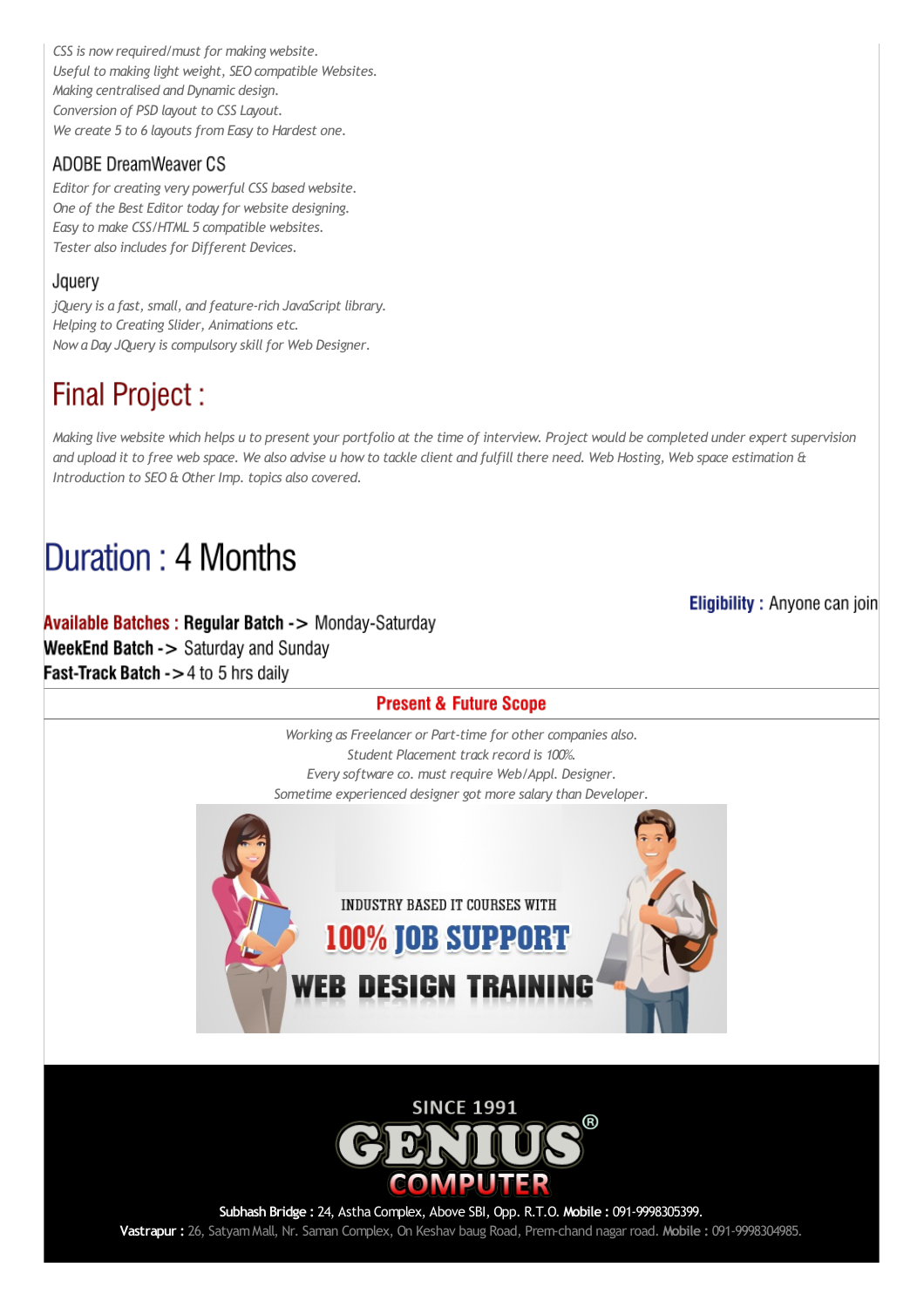*CSS is now required/must for making website.*
*Useful to making light weight, SEO compatible Websites.*
*Making centralised and Dynamic design.*
*Conversion of PSD layout to CSS Layout.*
*We create 5 to 6 layouts from Easy to Hardest one.*

### ADOBE DreamWeaver CS

*Editor for creating very powerful CSS based website.*
*One of the Best Editor today for website designing.*
*Easy to make CSS/HTML 5 compatible websites.*
*Tester also includes for Different Devices.*

### Jquery

*jQuery is a fast, small, and feature-rich JavaScript library.*
*Helping to Creating Slider, Animations etc.*
*Now a Day JQuery is compulsory skill for Web Designer.*

## Final Project :

*Making live website which helps u to present your portfolio at the time of interview. Project would be completed under expert supervision and upload it to free web space. We also advise u how to tackle client and fulfill there need. Web Hosting, Web space estimation & Introduction to SEO & Other Imp. topics also covered.*

## Duration : 4 Months

**Eligibility :** Anyone can join

**Available Batches : Regular Batch ->** Monday-Saturday
**WeekEnd Batch ->** Saturday and Sunday
**Fast-Track Batch ->** 4 to 5 hrs daily

### Present & Future Scope

*Working as Freelancer or Part-time for other companies also.*
*Student Placement track record is 100%.*
*Every software co. must require Web/Appl. Designer.*
*Sometime experienced designer got more salary than Developer.*

INDUSTRY BASED IT COURSES WITH
100% JOB SUPPORT
WEB DESIGN TRAINING

SINCE 1991
GENIUS® COMPUTER

**Subhash Bridge :** 24, Astha Complex, Above SBI, Opp. R.T.O. **Mobile :** 091-9998305399.
**Vastrapur :** 26, Satyam Mall, Nr. Saman Complex, On Keshav baug Road, Prem-chand nagar road. **Mobile :** 091-9998304985.